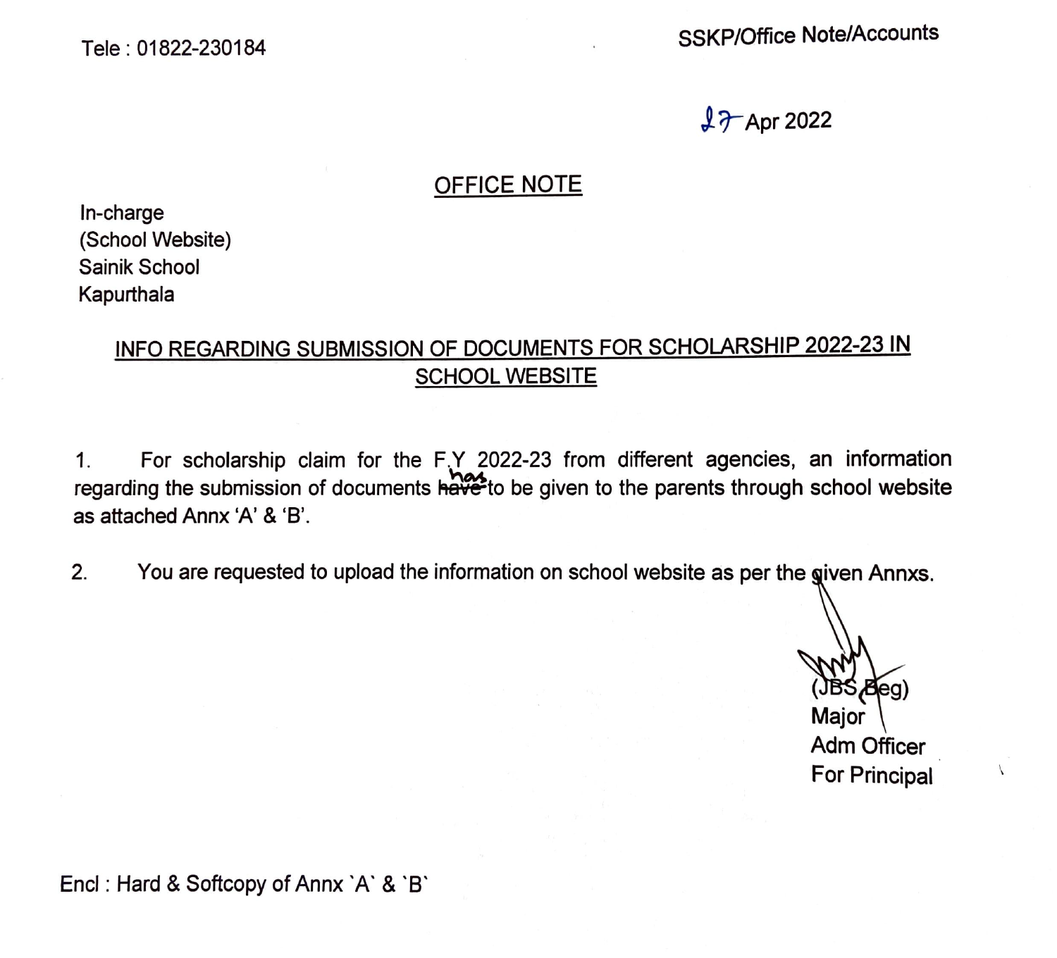Tele : 01822-230184

SSKP/Office Note/Accounts

27 Apr 2022

## OFFICE NOTE

In-charge
(School Website)
Sainik School
Kapurthala

### INFO REGARDING SUBMISSION OF DOCUMENTS FOR SCHOLARSHIP 2022-23 IN SCHOOL WEBSITE

1. For scholarship claim for the F.Y 2022-23 from different agencies, an information regarding the submission of documents has to be given to the parents through school website as attached Annx 'A' & 'B'.

2. You are requested to upload the information on school website as per the given Annxs.

(JBS Beg)
Major
Adm Officer
For Principal

Encl : Hard & Softcopy of Annx `A` & `B`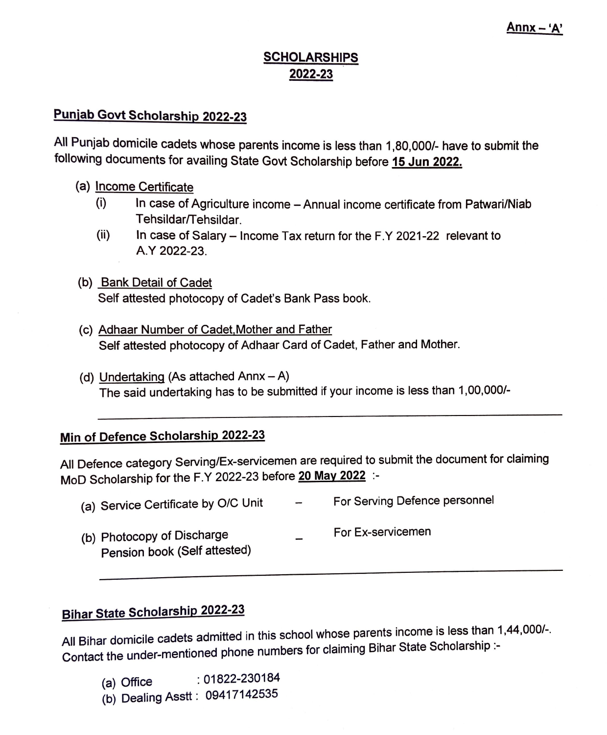**Annx – 'A'**

# SCHOLARSHIPS 2022-23

## Punjab Govt Scholarship 2022-23

All Punjab domicile cadets whose parents income is less than 1,80,000/- have to submit the following documents for availing State Govt Scholarship before **15 Jun 2022.**

(a) Income Certificate

- (i) In case of Agriculture income – Annual income certificate from Patwari/Niab Tehsildar/Tehsildar.
- (ii) In case of Salary – Income Tax return for the F.Y 2021-22 relevant to A.Y 2022-23.

(b) Bank Detail of Cadet
Self attested photocopy of Cadet's Bank Pass book.

(c) Adhaar Number of Cadet,Mother and Father
Self attested photocopy of Adhaar Card of Cadet, Father and Mother.

(d) Undertaking (As attached Annx – A)
The said undertaking has to be submitted if your income is less than 1,00,000/-

---

## Min of Defence Scholarship 2022-23

All Defence category Serving/Ex-servicemen are required to submit the document for claiming MoD Scholarship for the F.Y 2022-23 before **20 May 2022** :-

(a) Service Certificate by O/C Unit – For Serving Defence personnel

(b) Photocopy of Discharge Pension book (Self attested) – For Ex-servicemen

---

## Bihar State Scholarship 2022-23

All Bihar domicile cadets admitted in this school whose parents income is less than 1,44,000/-. Contact the under-mentioned phone numbers for claiming Bihar State Scholarship :-

(a) Office : 01822-230184
(b) Dealing Asstt : 09417142535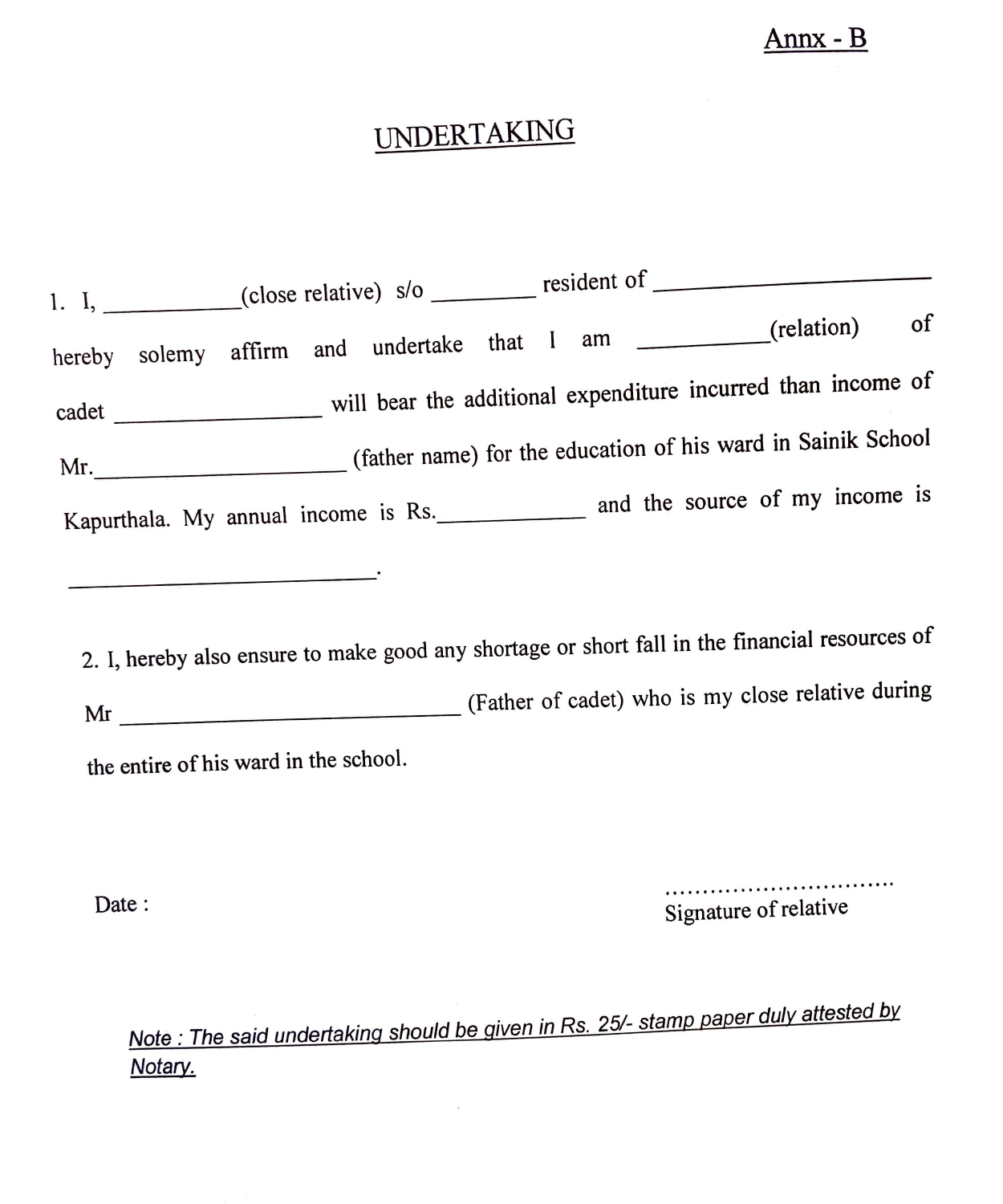Annx - B

# UNDERTAKING

1. I, ___________(close relative) s/o ________ resident of ____________________ hereby solemy affirm and undertake that I am __________(relation) of cadet ________________ will bear the additional expenditure incurred than income of Mr.____________________ (father name) for the education of his ward in Sainik School Kapurthala. My annual income is Rs.____________ and the source of my income is ________________________.

2. I, hereby also ensure to make good any shortage or short fall in the financial resources of Mr ___________________________ (Father of cadet) who is my close relative during the entire of his ward in the school.

Date :

..............................
Signature of relative

*Note : The said undertaking should be given in Rs. 25/- stamp paper duly attested by Notary.*